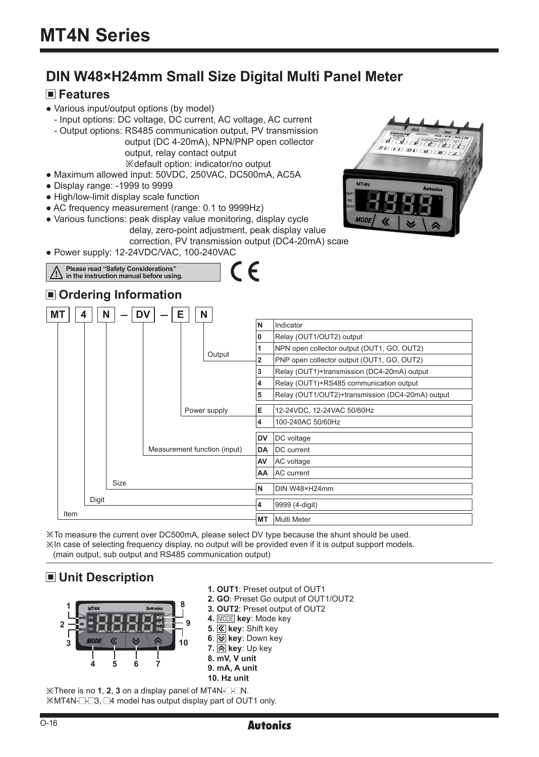# MT4N Series

## DIN W48×H24mm Small Size Digital Multi Panel Meter

### ■ Features

- Various input/output options (by model)
  - Input options: DC voltage, DC current, AC voltage, AC current
  - Output options: RS485 communication output, PV transmission output (DC 4-20mA), NPN/PNP open collector output, relay contact output
    ※default option: indicator/no output
- Maximum allowed input: 50VDC, 250VAC, DC500mA, AC5A
- Display range: -1999 to 9999
- High/low-limit display scale function
- AC frequency measurement (range: 0.1 to 9999Hz)
- Various functions: peak display value monitoring, display cycle delay, zero-point adjustment, peak display value correction, PV transmission output (DC4-20mA) scale
- Power supply: 12-24VDC/VAC, 100-240VAC

⚠ Please read "Safety Considerations" in the instruction manual before using.

CE

### ■ Ordering Information

**MT 4 N — DV — E N**

| Field | Code | Description |
|---|---|---|
| Output | N | Indicator |
| | 0 | Relay (OUT1/OUT2) output |
| | 1 | NPN open collector output (OUT1, GO, OUT2) |
| | 2 | PNP open collector output (OUT1, GO, OUT2) |
| | 3 | Relay (OUT1)+transmission (DC4-20mA) output |
| | 4 | Relay (OUT1)+RS485 communication output |
| | 5 | Relay (OUT1/OUT2)+transmission (DC4-20mA) output |
| Power supply | E | 12-24VDC, 12-24VAC 50/60Hz |
| | 4 | 100-240AC 50/60Hz |
| Measurement function (input) | DV | DC voltage |
| | DA | DC current |
| | AV | AC voltage |
| | AA | AC current |
| Size | N | DIN W48×H24mm |
| Digit | 4 | 9999 (4-digit) |
| Item | MT | Multi Meter |

※To measure the current over DC500mA, please select DV type because the shunt should be used.
※In case of selecting frequency display, no output will be provided even if it is output support models. (main output, sub output and RS485 communication output)

### ■ Unit Description

1. **OUT1**: Preset output of OUT1
2. **GO**: Preset Go output of OUT1/OUT2
3. **OUT2**: Preset output of OUT2
4. MODE **key**: Mode key
5. « **key**: Shift key
6. ⩔ **key**: Down key
7. ⩓ **key**: Up key
8. **mV, V unit**
9. **mA, A unit**
10. **Hz unit**

※There is no **1**, **2**, **3** on a display panel of MT4N-□-□N.
※MT4N-□-□3, □4 model has output display part of OUT1 only.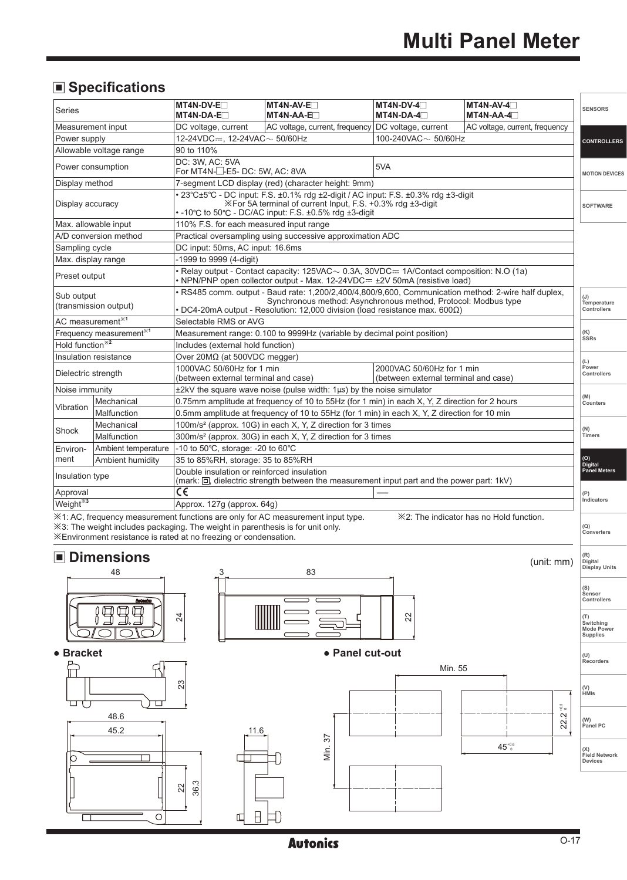## ■ Specifications

| Series | | MT4N-DV-E□ MT4N-DA-E□ | MT4N-AV-E□ MT4N-AA-E□ | MT4N-DV-4□ MT4N-DA-4□ | MT4N-AV-4□ MT4N-AA-4□ |
|---|---|---|---|---|---|
| Measurement input | | DC voltage, current | AC voltage, current, frequency | DC voltage, current | AC voltage, current, frequency |
| Power supply | | 12-24VDC⎓, 12-24VAC～ 50/60Hz | | 100-240VAC～ 50/60Hz | |
| Allowable voltage range | | 90 to 110% | | | |
| Power consumption | | DC: 3W, AC: 5VA For MT4N-□-E5- DC: 5W, AC: 8VA | | 5VA | |
| Display method | | 7-segment LCD display (red) (character height: 9mm) | | | |
| Display accuracy | | • 23℃±5℃ - DC input: F.S. ±0.1% rdg ±2-digit / AC input: F.S. ±0.3% rdg ±3-digit ※For 5A terminal of current Input, F.S. +0.3% rdg ±3-digit • -10℃ to 50℃ - DC/AC input: F.S. ±0.5% rdg ±3-digit | | | |
| Max. allowable input | | 110% F.S. for each measured input range | | | |
| A/D conversion method | | Practical oversampling using successive approximation ADC | | | |
| Sampling cycle | | DC input: 50ms, AC input: 16.6ms | | | |
| Max. display range | | -1999 to 9999 (4-digit) | | | |
| Preset output | | • Relay output - Contact capacity: 125VAC～ 0.3A, 30VDC⎓ 1A/Contact composition: N.O (1a) • NPN/PNP open collector output - Max. 12-24VDC⎓ ±2V 50mA (resistive load) | | | |
| Sub output (transmission output) | | • RS485 comm. output - Baud rate: 1,200/2,400/4,800/9,600, Communication method: 2-wire half duplex, Synchronous method: Asynchronous method, Protocol: Modbus type • DC4-20mA output - Resolution: 12,000 division (load resistance max. 600Ω) | | | |
| AC measurement※1 | | Selectable RMS or AVG | | | |
| Frequency measurement※1 | | Measurement range: 0.100 to 9999Hz (variable by decimal point position) | | | |
| Hold function※2 | | Includes (external hold function) | | | |
| Insulation resistance | | Over 20MΩ (at 500VDC megger) | | | |
| Dielectric strength | | 1000VAC 50/60Hz for 1 min (between external terminal and case) | | 2000VAC 50/60Hz for 1 min (between external terminal and case) | |
| Noise immunity | | ±2kV the square wave noise (pulse width: 1μs) by the noise simulator | | | |
| Vibration | Mechanical | 0.75mm amplitude at frequency of 10 to 55Hz (for 1 min) in each X, Y, Z direction for 2 hours | | | |
| | Malfunction | 0.5mm amplitude at frequency of 10 to 55Hz (for 1 min) in each X, Y, Z direction for 10 min | | | |
| Shock | Mechanical | 100m/s² (approx. 10G) in each X, Y, Z direction for 3 times | | | |
| | Malfunction | 300m/s² (approx. 30G) in each X, Y, Z direction for 3 times | | | |
| Environ-ment | Ambient temperature | -10 to 50℃, storage: -20 to 60℃ | | | |
| | Ambient humidity | 35 to 85%RH, storage: 35 to 85%RH | | | |
| Insulation type | | Double insulation or reinforced insulation (mark: ▣, dielectric strength between the measurement input part and the power part: 1kV) | | | |
| Approval | | CE | | — | |
| Weight※3 | | Approx. 127g (approx. 64g) | | | |

※1: AC, frequency measurement functions are only for AC measurement input type. ※2: The indicator has no Hold function.
※3: The weight includes packaging. The weight in parenthesis is for unit only.
※Environment resistance is rated at no freezing or condensation.

## ■ Dimensions

(unit: mm)

48, 24, 3, 83, 22

● Bracket

23, 48.6, 45.2, 11.6, 22, 36.3

● Panel cut-out

Min. 55, Min. 37, $22.2^{+0.3}_{0}$, $45^{+0.6}_{0}$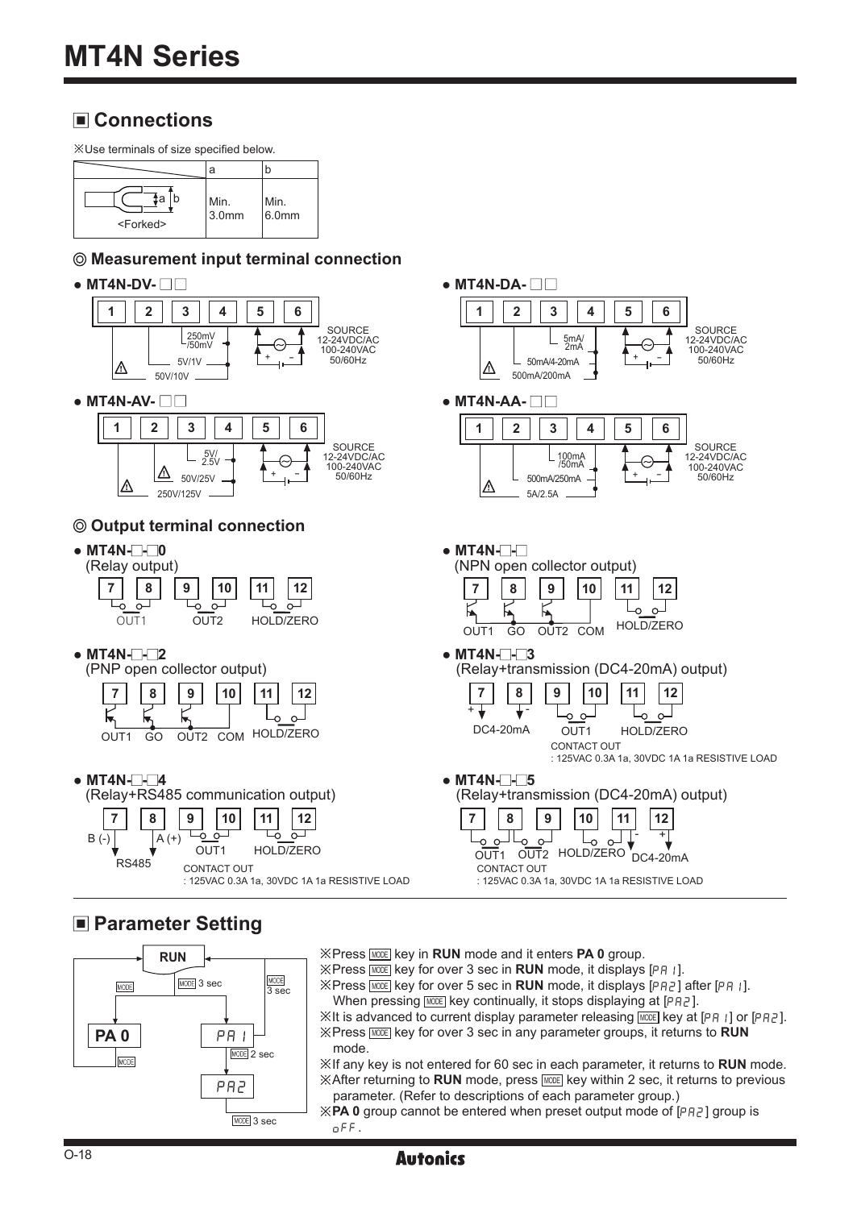# MT4N Series

## ■ Connections

※Use terminals of size specified below.

| <Forked> | a | b |
|---|---|---|
| | Min. 3.0mm | Min. 6.0mm |

### ◎ Measurement input terminal connection

- **MT4N-DV-□□**

| 1 | 2 | 3 | 4 | 5 | 6 |
|---|---|---|---|---|---|

250mV/50mV, 5V/1V, 50V/10V; SOURCE 12-24VDC/AC 100-240VAC 50/60Hz

- **MT4N-DA-□□**

| 1 | 2 | 3 | 4 | 5 | 6 |
|---|---|---|---|---|---|

5mA/2mA, 50mA/4-20mA, 500mA/200mA; SOURCE 12-24VDC/AC 100-240VAC 50/60Hz

- **MT4N-AV-□□**

| 1 | 2 | 3 | 4 | 5 | 6 |
|---|---|---|---|---|---|

5V/2.5V, 50V/25V, 250V/125V; SOURCE 12-24VDC/AC 100-240VAC 50/60Hz

- **MT4N-AA-□□**

| 1 | 2 | 3 | 4 | 5 | 6 |
|---|---|---|---|---|---|

100mA/50mA, 500mA/250mA, 5A/2.5A; SOURCE 12-24VDC/AC 100-240VAC 50/60Hz

### ◎ Output terminal connection

- **MT4N-□-□0** (Relay output)
  - 7, 8: OUT1 / 9, 10: OUT2 / 11, 12: HOLD/ZERO

- **MT4N-□-□** (NPN open collector output)
  - 7: OUT1 / 8: GO / 9: OUT2 / 10: COM / 11, 12: HOLD/ZERO

- **MT4N-□-□2** (PNP open collector output)
  - 7: OUT1 / 8: GO / 9: OUT2 / 10: COM / 11, 12: HOLD/ZERO

- **MT4N-□-□3** (Relay+transmission (DC4-20mA) output)
  - 7 (+), 8 (-): DC4-20mA / 9, 10: OUT1 / 11, 12: HOLD/ZERO
  - CONTACT OUT : 125VAC 0.3A 1a, 30VDC 1A 1a RESISTIVE LOAD

- **MT4N-□-□4** (Relay+RS485 communication output)
  - 7: B (-) / 8: A (+) (RS485) / 9, 10: OUT1 / 11, 12: HOLD/ZERO
  - CONTACT OUT : 125VAC 0.3A 1a, 30VDC 1A 1a RESISTIVE LOAD

- **MT4N-□-□5** (Relay+transmission (DC4-20mA) output)
  - 7, 8: OUT1 / 8, 9: OUT2 / 10, 11: HOLD/ZERO / 11 (-), 12 (+): DC4-20mA
  - CONTACT OUT : 125VAC 0.3A 1a, 30VDC 1A 1a RESISTIVE LOAD

## ■ Parameter Setting

RUN → (MODE) → PA 0 → (MODE) → RUN
RUN → (MODE 3 sec) → PA1 → (MODE 2 sec) → PA2 → (MODE 3 sec) → RUN
PA1 → (MODE 3 sec) → RUN

※Press MODE key in **RUN** mode and it enters **PA 0** group.
※Press MODE key for over 3 sec in **RUN** mode, it displays [PA1].
※Press MODE key for over 5 sec in **RUN** mode, it displays [PA2] after [PA1]. When pressing MODE key continually, it stops displaying at [PA2].
※It is advanced to current display parameter releasing MODE key at [PA1] or [PA2].
※Press MODE key for over 3 sec in any parameter groups, it returns to **RUN** mode.
※If any key is not entered for 60 sec in each parameter, it returns to **RUN** mode.
※After returning to **RUN** mode, press MODE key within 2 sec, it returns to previous parameter. (Refer to descriptions of each parameter group.)
※**PA 0** group cannot be entered when preset output mode of [PA2] group is oFF.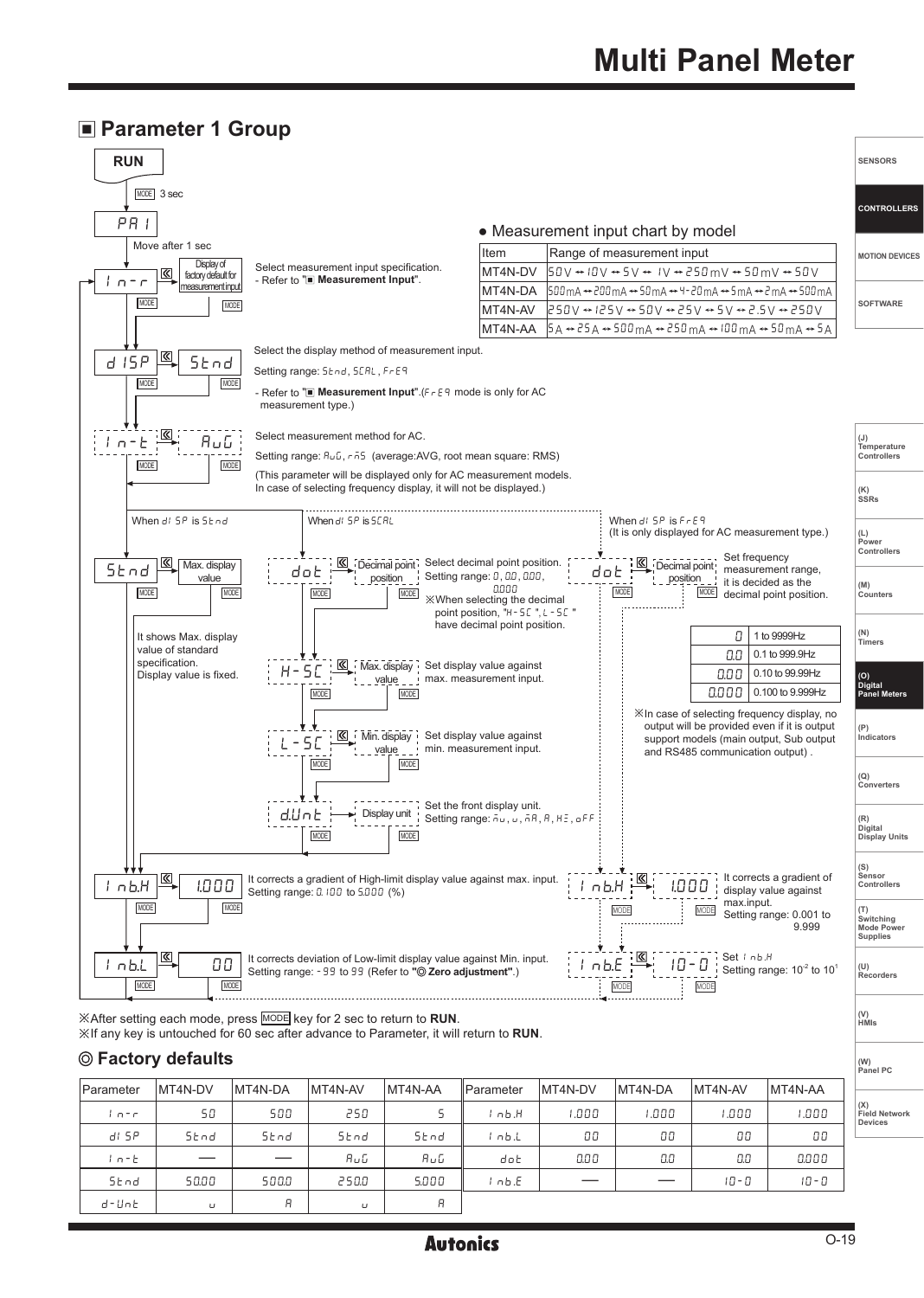# Multi Panel Meter

## ■ Parameter 1 Group

RUN

MODE 3 sec

PA 1

Move after 1 sec

In-r → Display of factory default for measurement input

Select measurement input specification.
- Refer to "■ Measurement Input".

● Measurement input chart by model

| Item | Range of measurement input |
|---|---|
| MT4N-DV | 50V ↔ 10V ↔ 5V ↔ 1V ↔ 250mV ↔ 50mV ↔ 50V |
| MT4N-DA | 500mA ↔ 200mA ↔ 50mA ↔ 4-20mA ↔ 5mA ↔ 2mA ↔ 500mA |
| MT4N-AV | 250V ↔ 125V ↔ 50V ↔ 25V ↔ 5V ↔ 2.5V ↔ 250V |
| MT4N-AA | 5A ↔ 25A ↔ 500mA ↔ 250mA ↔ 100mA ↔ 50mA ↔ 5A |

dISP → Stnd

Select the display method of measurement input.

Setting range: Stnd, SCAL, FrEq

- Refer to "■ Measurement Input".(FrEq mode is only for AC measurement type.)

In-t → AuG

Select measurement method for AC.

Setting range: AuG, rmS (average:AVG, root mean square: RMS)

(This parameter will be displayed only for AC measurement models. In case of selecting frequency display, it will not be displayed.)

When dISP is Stnd

Stnd → Max. display value

It shows Max. display value of standard specification. Display value is fixed.

When dISP is SCAL

dot → Decimal point position

Select decimal point position. Setting range: 0, 0.0, 0.00, 0.000

※When selecting the decimal point position, "H-SC", "L-SC" have decimal point position.

H-SC → Max. display value

Set display value against max. measurement input.

L-SC → Min. display value

Set display value against min. measurement input.

d.Unt → Display unit

Set the front display unit. Setting range: mu, u, mA, A, Hz, oFF

When dISP is FrEq (It is only displayed for AC measurement type.)

dot → Decimal point position

Set frequency measurement range, it is decided as the decimal point position.

| | |
|---|---|
| 0 | 1 to 9999Hz |
| 0.0 | 0.1 to 999.9Hz |
| 0.00 | 0.10 to 99.99Hz |
| 0.000 | 0.100 to 9.999Hz |

※In case of selecting frequency display, no output will be provided even if it is output support models (main output, Sub output and RS485 communication output) .

Inb.H → 1.000

It corrects a gradient of High-limit display value against max. input. Setting range: 0.100 to 5.000 (%)

Inb.L → 00

It corrects deviation of Low-limit display value against Min. input. Setting range: -99 to 99 (Refer to "◎ Zero adjustment".)

Inb.H → 1.000

It corrects a gradient of display value against max.input. Setting range: 0.001 to 9.999

Inb.E → 10-0

Set Inb.H Setting range: $10^{-2}$ to $10^{1}$

※After setting each mode, press MODE key for 2 sec to return to **RUN**.
※If any key is untouched for 60 sec after advance to Parameter, it will return to **RUN**.

### ◎ Factory defaults

| Parameter | MT4N-DV | MT4N-DA | MT4N-AV | MT4N-AA | Parameter | MT4N-DV | MT4N-DA | MT4N-AV | MT4N-AA |
|---|---|---|---|---|---|---|---|---|---|
| In-r | 50 | 500 | 250 | 5 | Inb.H | 1.000 | 1.000 | 1.000 | 1.000 |
| dISP | Stnd | Stnd | Stnd | Stnd | Inb.L | 00 | 00 | 00 | 00 |
| In-t | — | — | AuG | AuG | dot | 0.00 | 0.0 | 0.0 | 0.000 |
| Stnd | 50.00 | 500.0 | 250.0 | 5.000 | Inb.E | — | — | 10-0 | 10-0 |
| d-Unt | u | A | u | A | | | | | |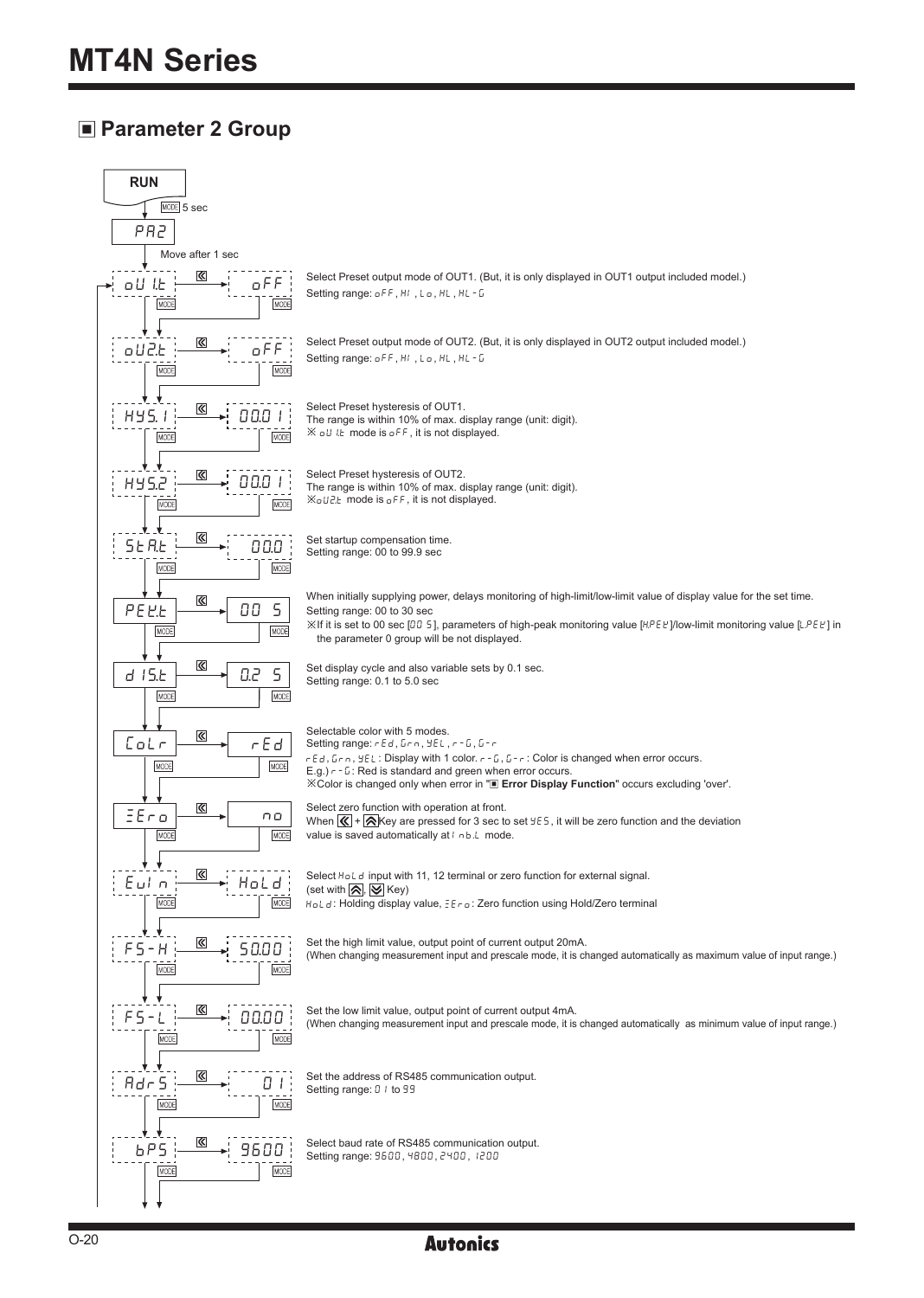## ■ Parameter 2 Group

RUN

MODE 5 sec

PA2

Move after 1 sec

| Parameter | Default | Description |
|---|---|---|
| oUt1 | oFF | Select Preset output mode of OUT1. (But, it is only displayed in OUT1 output included model.)<br>Setting range: oFF, HI, Lo, HL, HL-G |
| oUt2 | oFF | Select Preset output mode of OUT2. (But, it is only displayed in OUT2 output included model.)<br>Setting range: oFF, HI, Lo, HL, HL-G |
| HYS.1 | 00.01 | Select Preset hysteresis of OUT1.<br>The range is within 10% of max. display range (unit: digit).<br>※ oUt1 mode is oFF, it is not displayed. |
| HYS.2 | 00.01 | Select Preset hysteresis of OUT2.<br>The range is within 10% of max. display range (unit: digit).<br>※oUt2 mode is oFF, it is not displayed. |
| StAt | 00.0 | Set startup compensation time.<br>Setting range: 00 to 99.9 sec |
| PEKt | 00 S | When initially supplying power, delays monitoring of high-limit/low-limit value of display value for the set time.<br>Setting range: 00 to 30 sec<br>※If it is set to 00 sec [00 S], parameters of high-peak monitoring value [H.PEK]/low-limit monitoring value [L.PEK] in the parameter 0 group will be not displayed. |
| dISt | 0.2 S | Set display cycle and also variable sets by 0.1 sec.<br>Setting range: 0.1 to 5.0 sec |
| CoLr | rEd | Selectable color with 5 modes.<br>Setting range: rEd, Grn, YEL, r-G, G-r<br>rEd, Grn, YEL: Display with 1 color. r-G, G-r: Color is changed when error occurs.<br>E.g.) r-G: Red is standard and green when error occurs.<br>※Color is changed only when error in "■ **Error Display Function**" occurs excluding 'over'. |
| ZEro | no | Select zero function with operation at front.<br>When ≪ + ⋀ Key are pressed for 3 sec to set YES, it will be zero function and the deviation value is saved automatically at InbL mode. |
| EuIn | HoLd | Select HoLd input with 11, 12 terminal or zero function for external signal.<br>(set with ⋀, ⋁ Key)<br>HoLd: Holding display value, ZEro: Zero function using Hold/Zero terminal |
| FS-H | 50.00 | Set the high limit value, output point of current output 20mA.<br>(When changing measurement input and prescale mode, it is changed automatically as maximum value of input range.) |
| FS-L | 00.00 | Set the low limit value, output point of current output 4mA.<br>(When changing measurement input and prescale mode, it is changed automatically as minimum value of input range.) |
| AdrS | 01 | Set the address of RS485 communication output.<br>Setting range: 01 to 99 |
| bPS | 9600 | Select baud rate of RS485 communication output.<br>Setting range: 9600, 4800, 2400, 1200 |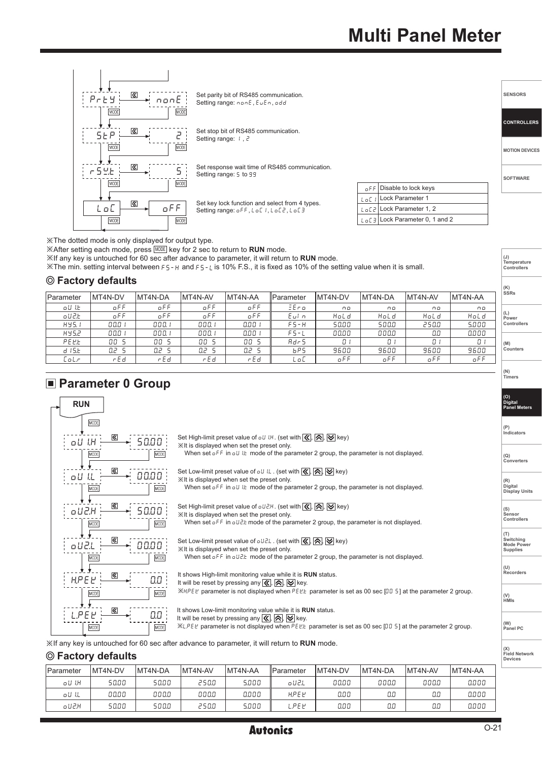# Multi Panel Meter

| Parameter | Setting | Description |
|---|---|---|
| PrtY | nonE | Set parity bit of RS485 communication. Setting range: nonE, EvEn, odd |
| StP | 2 | Set stop bit of RS485 communication. Setting range: 1, 2 |
| rSWt | 5 | Set response wait time of RS485 communication. Setting range: 5 to 99 |
| LoC | oFF | Set key lock function and select from 4 types. Setting range: oFF, LoC1, LoC2, LoC3 |

| | |
|---|---|
| oFF | Disable to lock keys |
| LoC1 | Lock Parameter 1 |
| LoC2 | Lock Parameter 1, 2 |
| LoC3 | Lock Parameter 0, 1 and 2 |

※The dotted mode is only displayed for output type.
※After setting each mode, press MODE key for 2 sec to return to **RUN** mode.
※If any key is untouched for 60 sec after advance to parameter, it will return to **RUN** mode.
※The min. setting interval between FS-H and FS-L is 10% F.S., it is fixed as 10% of the setting value when it is small.

### ◎ Factory defaults

| Parameter | MT4N-DV | MT4N-DA | MT4N-AV | MT4N-AA | Parameter | MT4N-DV | MT4N-DA | MT4N-AV | MT4N-AA |
|---|---|---|---|---|---|---|---|---|---|
| oU1t | oFF | oFF | oFF | oFF | ZEro | no | no | no | no |
| oU2t | oFF | oFF | oFF | oFF | EuIn | HoLd | HoLd | HoLd | HoLd |
| HYS.1 | 00.01 | 000.1 | 000.1 | 0.001 | FS-H | 50.00 | 500.0 | 250.0 | 5.000 |
| HYS.2 | 00.01 | 000.1 | 000.1 | 0.001 | FS-L | 00.00 | 000.0 | 0.0 | 0.000 |
| PEtt | 00 5 | 00 5 | 00 5 | 00 5 | Adr5 | 01 | 01 | 01 | 01 |
| dISt | 0.2 5 | 0.2 5 | 0.2 5 | 0.2 5 | bPS | 9600 | 9600 | 9600 | 9600 |
| CoLr | rEd | rEd | rEd | rEd | LoC | oFF | oFF | oFF | oFF |

## ■ Parameter 0 Group

RUN → MODE

| Parameter | Setting | Description |
|---|---|---|
| oU1.H | 50.00 | Set High-limit preset value of oU1H. (set with ≪, ⋀, ⋁ key) ※It is displayed when set the preset only. When set oFF in oU1t mode of the parameter 2 group, the parameter is not displayed. |
| oU1.L | 00.00 | Set Low-limit preset value of oU1L. (set with ≪, ⋀, ⋁ key) ※It is displayed when set the preset only. When set oFF in oU1t mode of the parameter 2 group, the parameter is not displayed. |
| oU2.H | 50.00 | Set High-limit preset value of oU2H. (set with ≪, ⋀, ⋁ key) ※It is displayed when set the preset only. When set oFF in oU2t mode of the parameter 2 group, the parameter is not displayed. |
| oU2.L | 00.00 | Set Low-limit preset value of oU2L. (set with ≪, ⋀, ⋁ key) ※It is displayed when set the preset only. When set oFF in oU2t mode of the parameter 2 group, the parameter is not displayed. |
| H.PEY | 0.0 | It shows High-limit monitoring value while it is **RUN** status. It will be reset by pressing any ≪, ⋀, ⋁ key. ※H.PEY parameter is not displayed when PEtt parameter is set as 00 sec [00 5] at the parameter 2 group. |
| L.PEY | 0.0 | It shows Low-limit monitoring value while it is **RUN** status. It will be reset by pressing any ≪, ⋀, ⋁ key. ※L.PEY parameter is not displayed when PEtt parameter is set as 00 sec [00 5] at the parameter 2 group. |

※If any key is untouched for 60 sec after advance to parameter, it will return to **RUN** mode.

### ◎ Factory defaults

| Parameter | MT4N-DV | MT4N-DA | MT4N-AV | MT4N-AA | Parameter | MT4N-DV | MT4N-DA | MT4N-AV | MT4N-AA |
|---|---|---|---|---|---|---|---|---|---|
| oU1H | 50.00 | 50.00 | 250.0 | 5.000 | oU2L | 00.00 | 000.0 | 000.0 | 0.000 |
| oU1L | 00.00 | 000.0 | 000.0 | 0.000 | H.PEY | 0.00 | 0.0 | 0.0 | 0.000 |
| oU2H | 50.00 | 500.0 | 250.0 | 5.000 | L.PEY | 0.00 | 0.0 | 0.0 | 0.000 |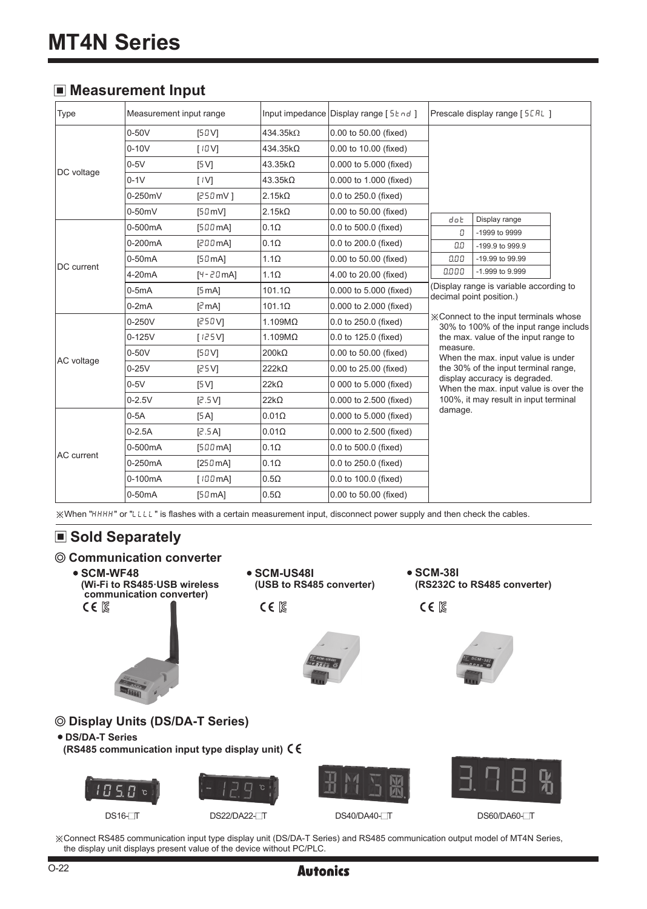# MT4N Series

## ■ Measurement Input

| Type | Measurement input range | | Input impedance | Display range [ 5tnd ] | Prescale display range [ 5CAL ] |
|---|---|---|---|---|---|
| DC voltage | 0-50V | [50V] | 434.35kΩ | 0.00 to 50.00 (fixed) | |
| | 0-10V | [10V] | 434.35kΩ | 0.00 to 10.00 (fixed) | |
| | 0-5V | [5V] | 43.35kΩ | 0.000 to 5.000 (fixed) | |
| | 0-1V | [1V] | 43.35kΩ | 0.000 to 1.000 (fixed) | |
| | 0-250mV | [250mV ] | 2.15kΩ | 0.0 to 250.0 (fixed) | |
| | 0-50mV | [50mV] | 2.15kΩ | 0.00 to 50.00 (fixed) | |
| DC current | 0-500mA | [500mA] | 0.1Ω | 0.0 to 500.0 (fixed) | |
| | 0-200mA | [200mA] | 0.1Ω | 0.0 to 200.0 (fixed) | |
| | 0-50mA | [50mA] | 1.1Ω | 0.00 to 50.00 (fixed) | |
| | 4-20mA | [4-20mA] | 1.1Ω | 4.00 to 20.00 (fixed) | |
| | 0-5mA | [5mA] | 101.1Ω | 0.000 to 5.000 (fixed) | |
| | 0-2mA | [2mA] | 101.1Ω | 0.000 to 2.000 (fixed) | |
| AC voltage | 0-250V | [250V] | 1.109MΩ | 0.0 to 250.0 (fixed) | |
| | 0-125V | [125V] | 1.109MΩ | 0.0 to 125.0 (fixed) | |
| | 0-50V | [50V] | 200kΩ | 0.00 to 50.00 (fixed) | |
| | 0-25V | [25V] | 222kΩ | 0.00 to 25.00 (fixed) | |
| | 0-5V | [5V] | 22kΩ | 0 000 to 5.000 (fixed) | |
| | 0-2.5V | [2.5V] | 22kΩ | 0.000 to 2.500 (fixed) | |
| AC current | 0-5A | [5A] | 0.01Ω | 0.000 to 5.000 (fixed) | |
| | 0-2.5A | [2.5A] | 0.01Ω | 0.000 to 2.500 (fixed) | |
| | 0-500mA | [500mA] | 0.1Ω | 0.0 to 500.0 (fixed) | |
| | 0-250mA | [250mA] | 0.1Ω | 0.0 to 250.0 (fixed) | |
| | 0-100mA | [100mA] | 0.5Ω | 0.0 to 100.0 (fixed) | |
| | 0-50mA | [50mA] | 0.5Ω | 0.00 to 50.00 (fixed) | |

Prescale display range [ 5CAL ]:

| dot | Display range |
|---|---|
| 0 | -1999 to 9999 |
| 0.0 | -199.9 to 999.9 |
| 0.00 | -19.99 to 99.99 |
| 0.000 | -1.999 to 9.999 |

(Display range is variable according to decimal point position.)

※Connect to the input terminals whose 30% to 100% of the input range includs the max. value of the input range to measure.
When the max. input value is under the 30% of the input terminal range, display accuracy is degraded.
When the max. input value is over the 100%, it may result in input terminal damage.

※When "HHHH" or "LLLL" is flashes with a certain measurement input, disconnect power supply and then check the cables.

## ■ Sold Separately

### ◎ Communication converter

- **SCM-WF48**
  **(Wi-Fi to RS485·USB wireless communication converter)**
- **SCM-US48I**
  **(USB to RS485 converter)**
- **SCM-38I**
  **(RS232C to RS485 converter)**

### ◎ Display Units (DS/DA-T Series)

- **DS/DA-T Series**
  **(RS485 communication input type display unit)**

DS16-□T    DS22/DA22-□T    DS40/DA40-□T    DS60/DA60-□T

※Connect RS485 communication input type display unit (DS/DA-T Series) and RS485 communication output model of MT4N Series, the display unit displays present value of the device without PC/PLC.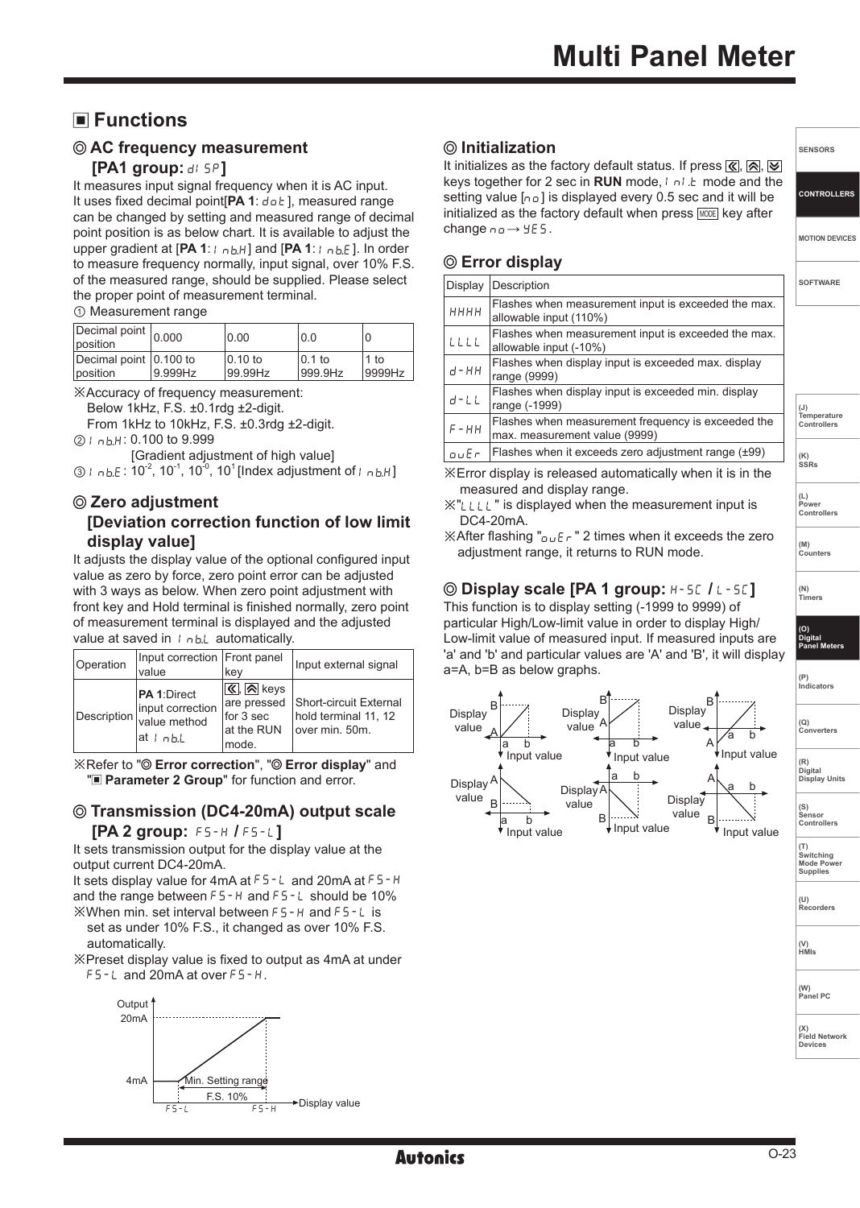# Multi Panel Meter

## ■ Functions

### ◎ AC frequency measurement [PA1 group: dISP]

It measures input signal frequency when it is AC input.
It uses fixed decimal point[**PA 1**: dot], measured range can be changed by setting and measured range of decimal point position is as below chart. It is available to adjust the upper gradient at [**PA 1**: InbH] and [**PA 1**: InbE]. In order to measure frequency normally, input signal, over 10% F.S. of the measured range, should be supplied. Please select the proper point of measurement terminal.

① Measurement range

| Decimal point position | 0.000 | 0.00 | 0.0 | 0 |
|---|---|---|---|---|
| Decimal point position | 0.100 to 9.999Hz | 0.10 to 99.99Hz | 0.1 to 999.9Hz | 1 to 9999Hz |

※Accuracy of frequency measurement:
Below 1kHz, F.S. ±0.1rdg ±2-digit.
From 1kHz to 10kHz, F.S. ±0.3rdg ±2-digit.

② InbH: 0.100 to 9.999
[Gradient adjustment of high value]

③ InbE: $10^{-2}$, $10^{-1}$, $10^{-0}$, $10^{1}$ [Index adjustment of InbH]

### ◎ Zero adjustment [Deviation correction function of low limit display value]

It adjusts the display value of the optional configured input value as zero by force, zero point error can be adjusted with 3 ways as below. When zero point adjustment with front key and Hold terminal is finished normally, zero point of measurement terminal is displayed and the adjusted value at saved in InbL automatically.

| Operation | Input correction value | Front panel key | Input external signal |
|---|---|---|---|
| Description | **PA 1**:Direct input correction value method at InbL | ≪, ⩓ keys are pressed for 3 sec at the RUN mode. | Short-circuit External hold terminal 11, 12 over min. 50m. |

※Refer to "◎ **Error correction**", "◎ **Error display**" and "■ **Parameter 2 Group**" for function and error.

### ◎ Transmission (DC4-20mA) output scale [PA 2 group: FS-H / FS-L]

It sets transmission output for the display value at the output current DC4-20mA.
It sets display value for 4mA at FS-L and 20mA at FS-H and the range between FS-H and FS-L should be 10%

※When min. set interval between FS-H and FS-L is set as under 10% F.S., it changed as over 10% F.S. automatically.

※Preset display value is fixed to output as 4mA at under FS-L and 20mA at over FS-H.

Output
20mA
4mA
Min. Setting range
F.S. 10%
FS-L FS-H
Display value

### ◎ Initialization

It initializes as the factory default status. If press ≪, ⩓, ⩔ keys together for 2 sec in **RUN** mode, InIt mode and the setting value [no] is displayed every 0.5 sec and it will be initialized as the factory default when press MODE key after change no → YES.

### ◎ Error display

| Display | Description |
|---|---|
| HHHH | Flashes when measurement input is exceeded the max. allowable input (110%) |
| LLLL | Flashes when measurement input is exceeded the max. allowable input (-10%) |
| d-HH | Flashes when display input is exceeded max. display range (9999) |
| d-LL | Flashes when display input is exceeded min. display range (-1999) |
| F-HH | Flashes when measurement frequency is exceeded the max. measurement value (9999) |
| ouEr | Flashes when it exceeds zero adjustment range (±99) |

※Error display is released automatically when it is in the measured and display range.

※"LLLL" is displayed when the measurement input is DC4-20mA.

※After flashing "ouEr" 2 times when it exceeds the zero adjustment range, it returns to RUN mode.

### ◎ Display scale [PA 1 group: H-SC / L-SC]

This function is to display setting (-1999 to 9999) of particular High/Low-limit value in order to display High/Low-limit value of measured input. If measured inputs are 'a' and 'b' and particular values are 'A' and 'B', it will display a=A, b=B as below graphs.

Display value, Input value (graphs with points a, b, A, B)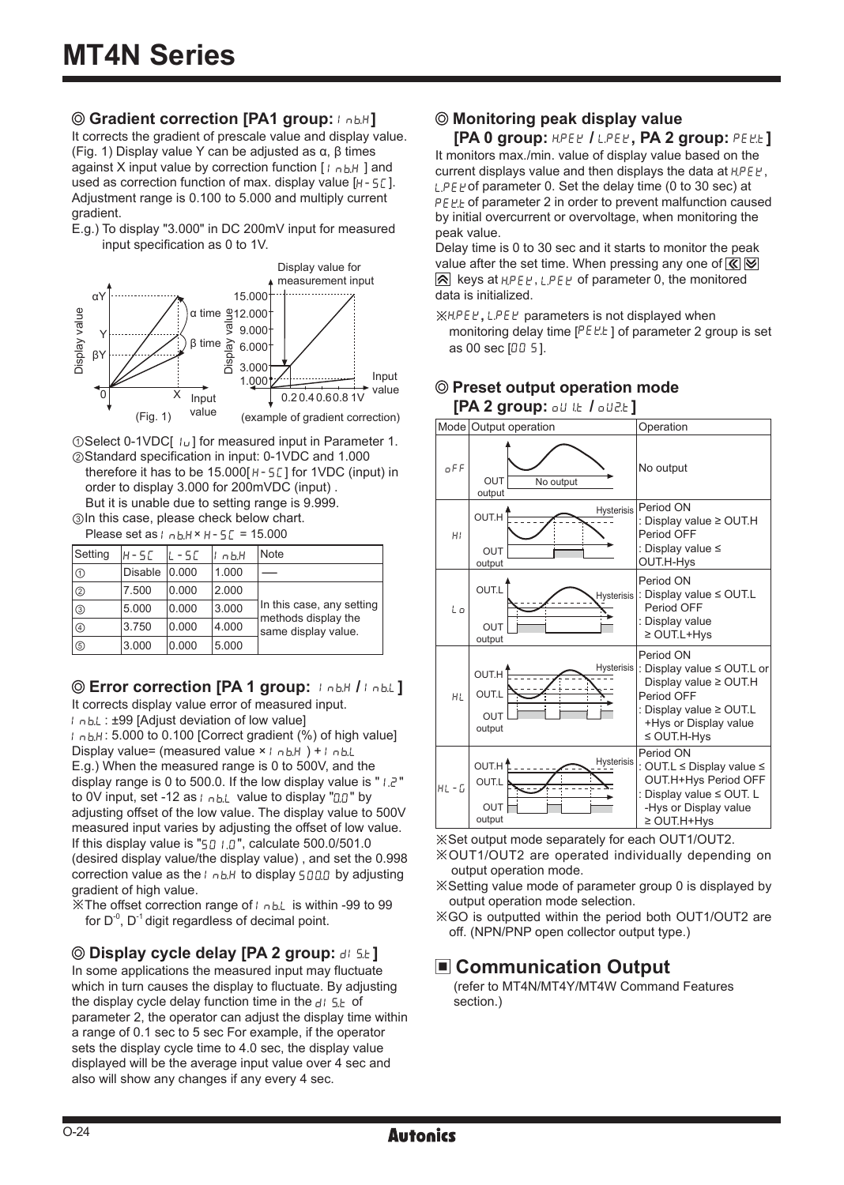# MT4N Series

## ◎ Gradient correction [PA1 group: I nb.H]

It corrects the gradient of prescale value and display value. (Fig. 1) Display value Y can be adjusted as α, β times against X input value by correction function [I nb.H ] and used as correction function of max. display value [H-SC]. Adjustment range is 0.100 to 5.000 and multiply current gradient.

E.g.) To display "3.000" in DC 200mV input for measured input specification as 0 to 1V.

Display value for measurement input
αY
α time
Y
β time
βY
Display value
0
X
Input value
(Fig. 1)
15.000
12.000
9.000
6.000
3.000
1.000
Display value
0.2 0.4 0.6 0.8 1V
Input value
(example of gradient correction)

①Select 0-1VDC[ Iu] for measured input in Parameter 1.
②Standard specification in input: 0-1VDC and 1.000 therefore it has to be 15.000[H-SC] for 1VDC (input) in order to display 3.000 for 200mVDC (input) .
But it is unable due to setting range is 9.999.
③In this case, please check below chart.
Please set as I nb.H × H-SC = 15.000

| Setting | H-SC | L-SC | I nb.H | Note |
|---|---|---|---|---|
| ① | Disable | 0.000 | 1.000 | ── |
| ② | 7.500 | 0.000 | 2.000 | In this case, any setting methods display the same display value. |
| ③ | 5.000 | 0.000 | 3.000 | |
| ④ | 3.750 | 0.000 | 4.000 | |
| ⑤ | 3.000 | 0.000 | 5.000 | |

## ◎ Error correction [PA 1 group: I nb.H / I nb.L ]

It corrects display value error of measured input.

I nb.L : ±99 [Adjust deviation of low value]
I nb.H : 5.000 to 0.100 [Correct gradient (%) of high value]
Display value= (measured value × I nb.H ) + I nb.L

E.g.) When the measured range is 0 to 500V, and the display range is 0 to 500.0. If the low display value is " 1.2" to 0V input, set -12 as I nb.L value to display "0.0" by adjusting offset of the low value. The display value to 500V measured input varies by adjusting the offset of low value. If this display value is "501.0", calculate 500.0/501.0 (desired display value/the display value) , and set the 0.998 correction value as the I nb.H to display 500.0 by adjusting gradient of high value.

※The offset correction range of I nb.L is within -99 to 99 for $D^{-0}$, $D^{-1}$ digit regardless of decimal point.

## ◎ Display cycle delay [PA 2 group: dI S.t ]

In some applications the measured input may fluctuate which in turn causes the display to fluctuate. By adjusting the display cycle delay function time in the dI S.t of parameter 2, the operator can adjust the display time within a range of 0.1 sec to 5 sec For example, if the operator sets the display cycle time to 4.0 sec, the display value displayed will be the average input value over 4 sec and also will show any changes if any every 4 sec.

## ◎ Monitoring peak display value [PA 0 group: H.PEK / L.PEK, PA 2 group: PEK.t ]

It monitors max./min. value of display value based on the current displays value and then displays the data at H.PEK, L.PEK of parameter 0. Set the delay time (0 to 30 sec) at PEK.t of parameter 2 in order to prevent malfunction caused by initial overcurrent or overvoltage, when monitoring the peak value.

Delay time is 0 to 30 sec and it starts to monitor the peak value after the set time. When pressing any one of ≪ ≫ ≈ keys at H.PEK, L.PEK of parameter 0, the monitored data is initialized.

※H.PEK, L.PEK parameters is not displayed when monitoring delay time [PEK.t ] of parameter 2 group is set as 00 sec [00 S].

## ◎ Preset output operation mode [PA 2 group: oU1.t / oU2.t ]

| Mode | Output operation | Operation |
|---|---|---|
| oFF | OUT output — No output | No output |
| HI | OUT.H, Hysterisis, OUT output | Period ON : Display value ≥ OUT.H<br>Period OFF : Display value ≤ OUT.H-Hys |
| Lo | OUT.L, Hysterisis, OUT output | Period ON : Display value ≤ OUT.L<br>Period OFF : Display value ≥ OUT.L+Hys |
| HL | OUT.H, OUT.L, Hysterisis, OUT output | Period ON : Display value ≤ OUT.L or Display value ≥ OUT.H<br>Period OFF : Display value ≥ OUT.L +Hys or Display value ≤ OUT.H-Hys |
| HL-G | OUT.H, OUT.L, Hysterisis, OUT output | Period ON : OUT.L ≤ Display value ≤ OUT.H+Hys<br>Period OFF : Display value ≤ OUT. L -Hys or Display value ≥ OUT.H+Hys |

※Set output mode separately for each OUT1/OUT2.
※OUT1/OUT2 are operated individually depending on output operation mode.
※Setting value mode of parameter group 0 is displayed by output operation mode selection.
※GO is outputted within the period both OUT1/OUT2 are off. (NPN/PNP open collector output type.)

## ■ Communication Output

(refer to MT4N/MT4Y/MT4W Command Features section.)